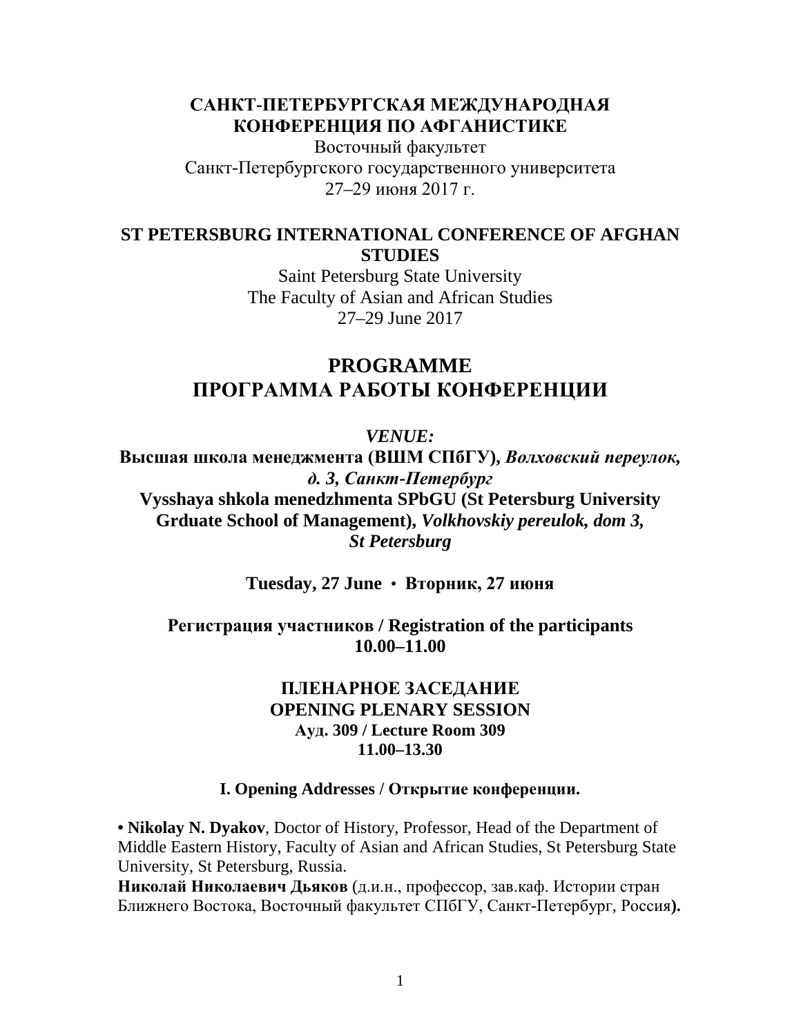**САНКТ-ПЕТЕРБУРГСКАЯ МЕЖДУНАРОДНАЯ КОНФЕРЕНЦИЯ ПО АФГАНИСТИКЕ**

Восточный факультет
Санкт-Петербургского государственного университета
27–29 июня 2017 г.

**ST PETERSBURG INTERNATIONAL CONFERENCE OF AFGHAN STUDIES**

Saint Petersburg State University
The Faculty of Asian and African Studies
27–29 June 2017

# PROGRAMME
# ПРОГРАММА РАБОТЫ КОНФЕРЕНЦИИ

***VENUE:***

**Высшая школа менеджмента (ВШМ СПбГУ),** ***Волховский переулок, д. 3, Санкт-Петербург***

**Vysshaya shkola menedzhmenta SPbGU (St Petersburg University Grduate School of Management),** ***Volkhovskiy pereulok, dom 3, St Petersburg***

**Tuesday, 27 June • Вторник, 27 июня**

**Регистрация участников / Registration of the participants**
**10.00–11.00**

## ПЛЕНАРНОЕ ЗАСЕДАНИЕ
## OPENING PLENARY SESSION

**Ауд. 309 / Lecture Room 309**
**11.00–13.30**

### I. Opening Addresses / Открытие конференции.

• **Nikolay N. Dyakov**, Doctor of History, Professor, Head of the Department of Middle Eastern History, Faculty of Asian and African Studies, St Petersburg State University, St Petersburg, Russia.
**Николай Николаевич Дьяков** (д.и.н., профессор, зав.каф. Истории стран Ближнего Востока, Восточный факультет СПбГУ, Санкт-Петербург, Россия**).**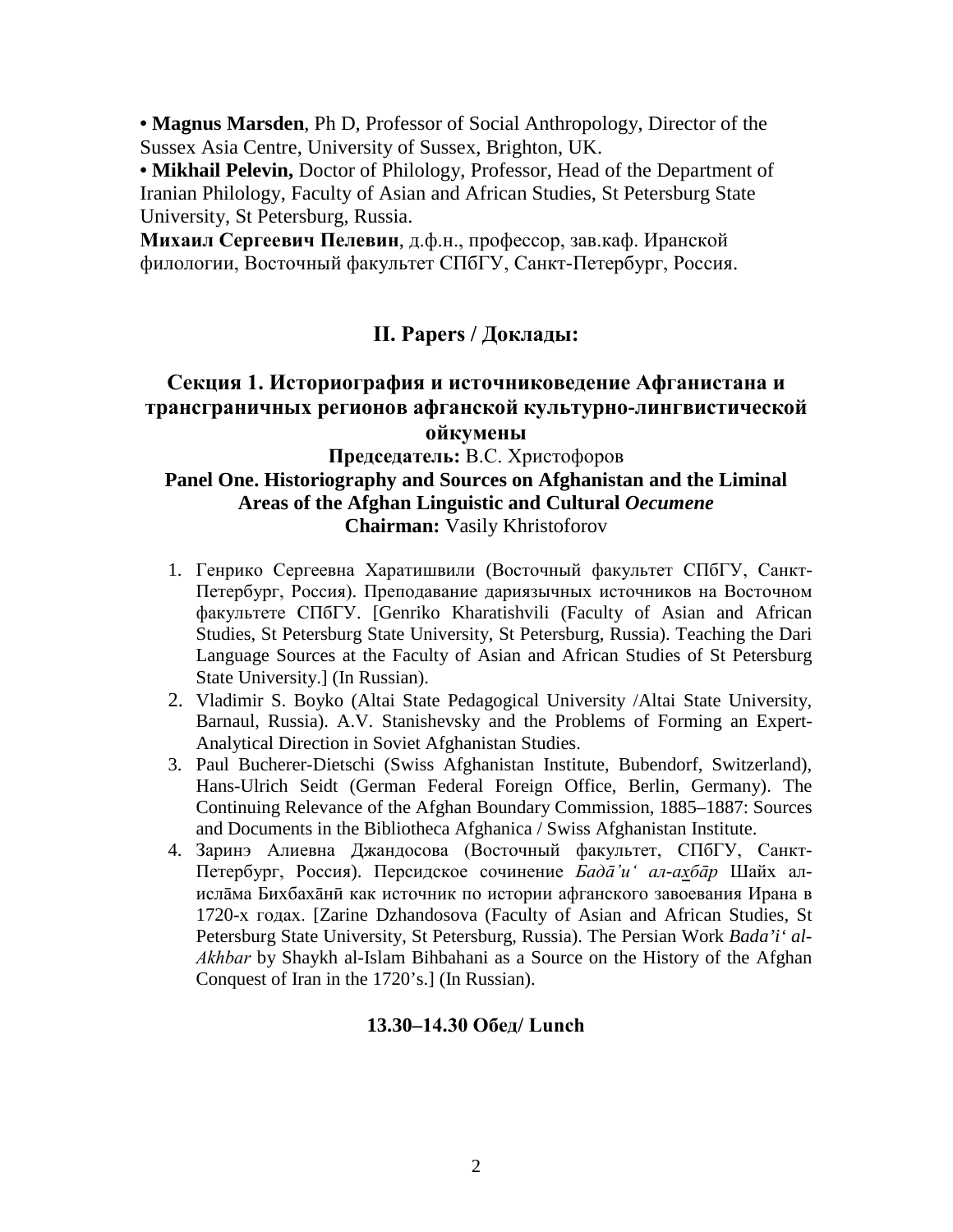• **Magnus Marsden**, Ph D, Professor of Social Anthropology, Director of the Sussex Asia Centre, University of Sussex, Brighton, UK.

• **Mikhail Pelevin,** Doctor of Philology, Professor, Head of the Department of Iranian Philology, Faculty of Asian and African Studies, St Petersburg State University, St Petersburg, Russia.

**Михаил Сергеевич Пелевин**, д.ф.н., профессор, зав.каф. Иранской филологии, Восточный факультет СПбГУ, Санкт-Петербург, Россия.

## II. Papers / Доклады:

### Секция 1. Историография и источниковедение Афганистана и трансграничных регионов афганской культурно-лингвистической ойкумены

**Председатель:** В.С. Христофоров

### Panel One. Historiography and Sources on Afghanistan and the Liminal Areas of the Afghan Linguistic and Cultural *Oecumene*

**Chairman:** Vasily Khristoforov

1. Генрико Сергеевна Харатишвили (Восточный факультет СПбГУ, Санкт-Петербург, Россия). Преподавание дариязычных источников на Восточном факультете СПбГУ. [Genriko Kharatishvili (Faculty of Asian and African Studies, St Petersburg State University, St Petersburg, Russia). Teaching the Dari Language Sources at the Faculty of Asian and African Studies of St Petersburg State University.] (In Russian).
2. Vladimir S. Boyko (Altai State Pedagogical University /Altai State University, Barnaul, Russia). A.V. Stanishevsky and the Problems of Forming an Expert-Analytical Direction in Soviet Afghanistan Studies.
3. Paul Bucherer-Dietschi (Swiss Afghanistan Institute, Bubendorf, Switzerland), Hans-Ulrich Seidt (German Federal Foreign Office, Berlin, Germany). The Continuing Relevance of the Afghan Boundary Commission, 1885–1887: Sources and Documents in the Bibliotheca Afghanica / Swiss Afghanistan Institute.
4. Заринэ Алиевна Джандосова (Восточный факультет, СПбГУ, Санкт-Петербург, Россия). Персидское сочинение *Бадā’и‘ ал-аx̱бāр* Шайх ал-ислāма Бихбахāнӣ как источник по истории афганского завоевания Ирана в 1720-х годах. [Zarine Dzhandosova (Faculty of Asian and African Studies, St Petersburg State University, St Petersburg, Russia). The Persian Work *Bada’i‘ al-Akhbar* by Shaykh al-Islam Bihbahani as a Source on the History of the Afghan Conquest of Iran in the 1720’s.] (In Russian).

**13.30–14.30 Обед/ Lunch**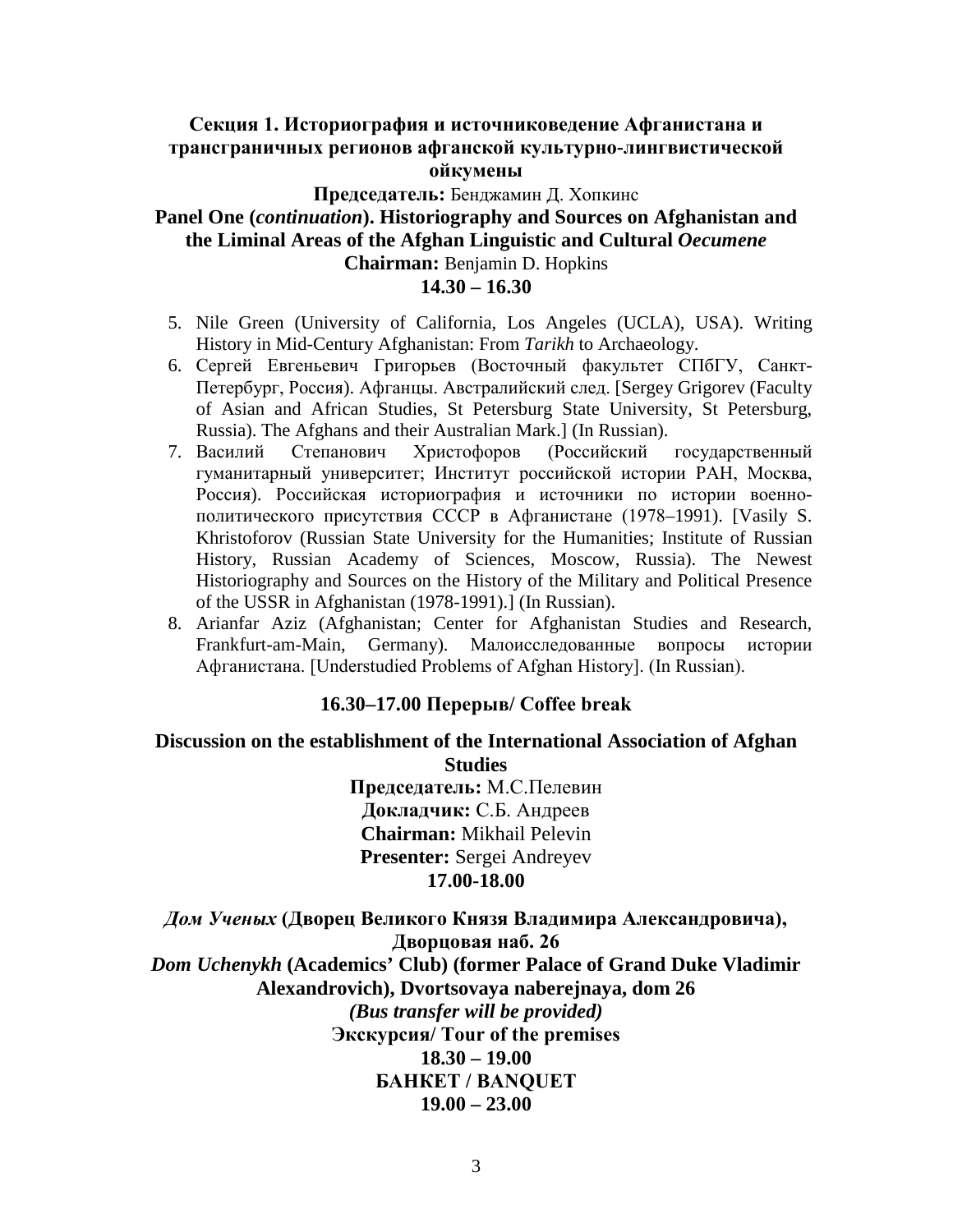**Секция 1. Историография и источниковедение Афганистана и трансграничных регионов афганской культурно-лингвистической ойкумены**

**Председатель:** Бенджамин Д. Хопкинс

**Panel One (*continuation*). Historiography and Sources on Afghanistan and the Liminal Areas of the Afghan Linguistic and Cultural *Oecumene***

**Chairman:** Benjamin D. Hopkins

**14.30 – 16.30**

5. Nile Green (University of California, Los Angeles (UCLA), USA). Writing History in Mid-Century Afghanistan: From *Tarikh* to Archaeology.
6. Сергей Евгеньевич Григорьев (Восточный факультет СПбГУ, Санкт-Петербург, Россия). Афганцы. Австралийский след. [Sergey Grigorev (Faculty of Asian and African Studies, St Petersburg State University, St Petersburg, Russia). The Afghans and their Australian Mark.] (In Russian).
7. Василий Степанович Христофоров (Российский государственный гуманитарный университет; Институт российской истории РАН, Москва, Россия). Российская историография и источники по истории военно-политического присутствия СССР в Афганистане (1978–1991). [Vasily S. Khristoforov (Russian State University for the Humanities; Institute of Russian History, Russian Academy of Sciences, Moscow, Russia). The Newest Historiography and Sources on the History of the Military and Political Presence of the USSR in Afghanistan (1978-1991).] (In Russian).
8. Arianfar Aziz (Afghanistan; Center for Afghanistan Studies and Research, Frankfurt-am-Main, Germany). Малоисследованные вопросы истории Афганистана. [Understudied Problems of Afghan History]. (In Russian).

**16.30–17.00 Перерыв/ Coffee break**

**Discussion on the establishment of the International Association of Afghan Studies**

**Председатель:** М.С.Пелевин

**Докладчик:** С.Б. Андреев

**Chairman:** Mikhail Pelevin

**Presenter:** Sergei Andreyev

**17.00-18.00**

***Дом Ученых* (Дворец Великого Князя Владимира Александровича), Дворцовая наб. 26**

***Dom Uchenykh* (Academics' Club) (former Palace of Grand Duke Vladimir Alexandrovich), Dvortsovaya naberejnaya, dom 26**

***(Bus transfer will be provided)***

**Экскурсия/ Tour of the premises**

**18.30 – 19.00**

**БАНКЕТ / BANQUET**

**19.00 – 23.00**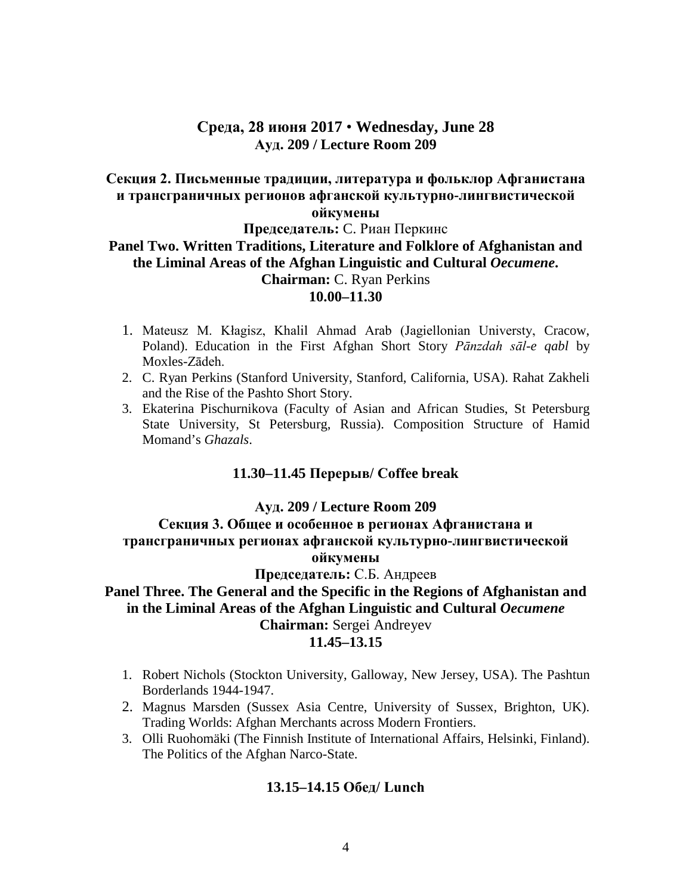## Среда, 28 июня 2017 • Wednesday, June 28

**Ауд. 209 / Lecture Room 209**

### Секция 2. Письменные традиции, литература и фольклор Афганистана и трансграничных регионов афганской культурно-лингвистической ойкумены

**Председатель:** С. Риан Перкинс

### Panel Two. Written Traditions, Literature and Folklore of Afghanistan and the Liminal Areas of the Afghan Linguistic and Cultural *Oecumene*.

**Chairman:** C. Ryan Perkins

**10.00–11.30**

1. Mateusz M. Kłagisz, Khalil Ahmad Arab (Jagiellonian Universty, Cracow, Poland). Education in the First Afghan Short Story *Pānzdah sāl-e qabl* by Moxles-Zādeh.
2. C. Ryan Perkins (Stanford University, Stanford, California, USA). Rahat Zakheli and the Rise of the Pashto Short Story.
3. Ekaterina Pischurnikova (Faculty of Asian and African Studies, St Petersburg State University, St Petersburg, Russia). Composition Structure of Hamid Momand's *Ghazals*.

**11.30–11.45 Перерыв/ Coffee break**

**Ауд. 209 / Lecture Room 209**

### Секция 3. Общее и особенное в регионах Афганистана и трансграничных регионах афганской культурно-лингвистической ойкумены

**Председатель:** С.Б. Андреев

### Panel Three. The General and the Specific in the Regions of Afghanistan and in the Liminal Areas of the Afghan Linguistic and Cultural *Oecumene*

**Chairman:** Sergei Andreyev

**11.45–13.15**

1. Robert Nichols (Stockton University, Galloway, New Jersey, USA). The Pashtun Borderlands 1944-1947.
2. Magnus Marsden (Sussex Asia Centre, University of Sussex, Brighton, UK). Trading Worlds: Afghan Merchants across Modern Frontiers.
3. Olli Ruohomäki (The Finnish Institute of International Affairs, Helsinki, Finland). The Politics of the Afghan Narco-State.

**13.15–14.15 Обед/ Lunch**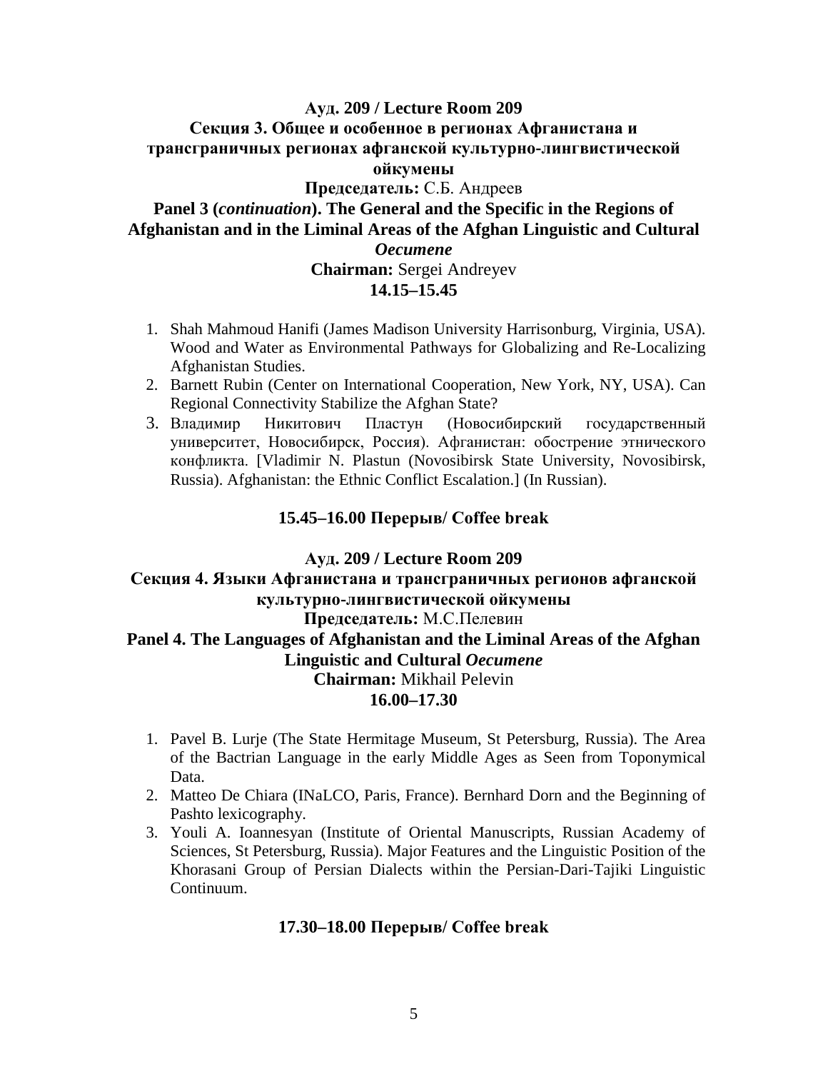**Ауд. 209 / Lecture Room 209**

**Секция 3. Общее и особенное в регионах Афганистана и трансграничных регионах афганской культурно-лингвистической ойкумены**

**Председатель:** С.Б. Андреев

**Panel 3 (*continuation*). The General and the Specific in the Regions of Afghanistan and in the Liminal Areas of the Afghan Linguistic and Cultural *Oecumene***

**Chairman:** Sergei Andreyev

**14.15–15.45**

1. Shah Mahmoud Hanifi (James Madison University Harrisonburg, Virginia, USA). Wood and Water as Environmental Pathways for Globalizing and Re-Localizing Afghanistan Studies.
2. Barnett Rubin (Center on International Cooperation, New York, NY, USA). Can Regional Connectivity Stabilize the Afghan State?
3. Владимир Никитович Пластун (Новосибирский государственный университет, Новосибирск, Россия). Афганистан: обострение этнического конфликта. [Vladimir N. Plastun (Novosibirsk State University, Novosibirsk, Russia). Afghanistan: the Ethnic Conflict Escalation.] (In Russian).

**15.45–16.00 Перерыв/ Coffee break**

**Ауд. 209 / Lecture Room 209**

**Секция 4. Языки Афганистана и трансграничных регионов афганской культурно-лингвистической ойкумены**

**Председатель:** М.С.Пелевин

**Panel 4. The Languages of Afghanistan and the Liminal Areas of the Afghan Linguistic and Cultural *Oecumene***

**Chairman:** Mikhail Pelevin

**16.00–17.30**

1. Pavel B. Lurje (The State Hermitage Museum, St Petersburg, Russia). The Area of the Bactrian Language in the early Middle Ages as Seen from Toponymical Data.
2. Matteo De Chiara (INaLCO, Paris, France). Bernhard Dorn and the Beginning of Pashto lexicography.
3. Youli A. Ioannesyan (Institute of Oriental Manuscripts, Russian Academy of Sciences, St Petersburg, Russia). Major Features and the Linguistic Position of the Khorasani Group of Persian Dialects within the Persian-Dari-Tajiki Linguistic Continuum.

**17.30–18.00 Перерыв/ Coffee break**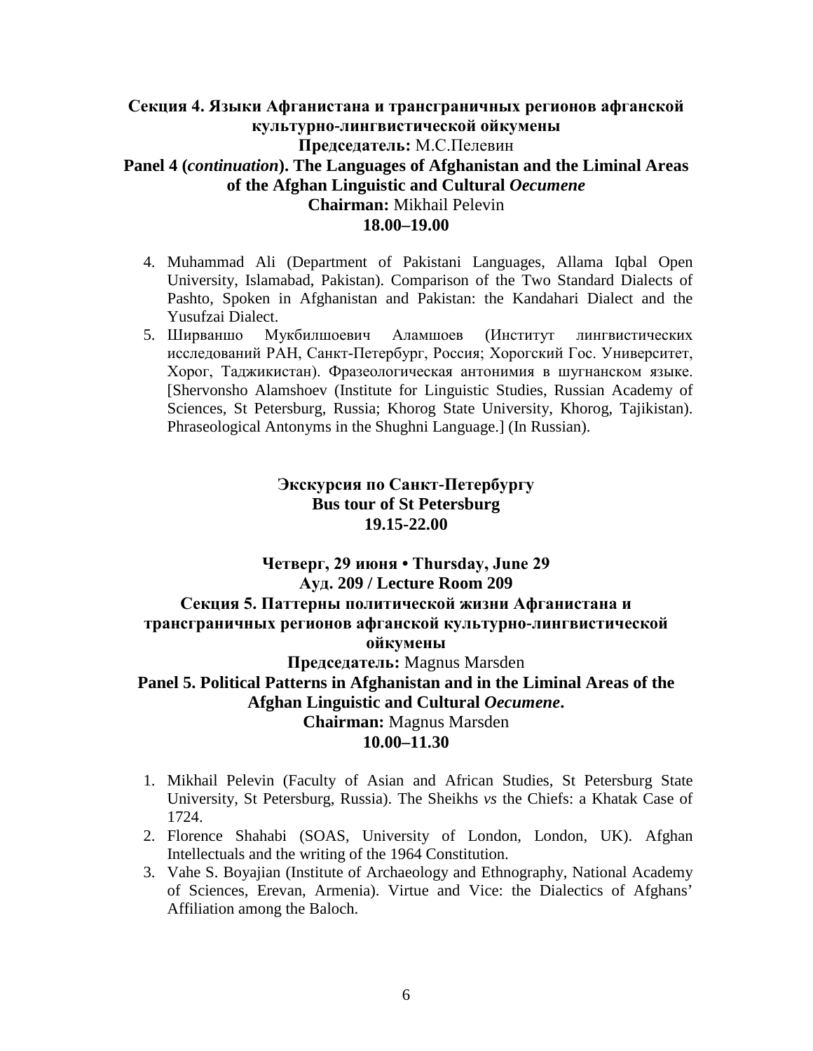**Секция 4. Языки Афганистана и трансграничных регионов афганской культурно-лингвистической ойкумены**

**Председатель:** М.С.Пелевин

**Panel 4 (*continuation*). The Languages of Afghanistan and the Liminal Areas of the Afghan Linguistic and Cultural *Oecumene***

**Chairman:** Mikhail Pelevin

**18.00–19.00**

4. Muhammad Ali (Department of Pakistani Languages, Allama Iqbal Open University, Islamabad, Pakistan). Comparison of the Two Standard Dialects of Pashto, Spoken in Afghanistan and Pakistan: the Kandahari Dialect and the Yusufzai Dialect.
5. Ширваншо Мукбилшоевич Аламшоев (Институт лингвистических исследований РАН, Санкт-Петербург, Россия; Хорогский Гос. Университет, Хорог, Таджикистан). Фразеологическая антонимия в шугнанском языке. [Shervonsho Alamshoev (Institute for Linguistic Studies, Russian Academy of Sciences, St Petersburg, Russia; Khorog State University, Khorog, Tajikistan). Phraseological Antonyms in the Shughni Language.] (In Russian).

**Экскурсия по Санкт-Петербургу**

**Bus tour of St Petersburg**

**19.15-22.00**

**Четверг, 29 июня • Thursday, June 29**

**Ауд. 209 / Lecture Room 209**

**Секция 5. Паттерны политической жизни Афганистана и трансграничных регионов афганской культурно-лингвистической ойкумены**

**Председатель:** Magnus Marsden

**Panel 5. Political Patterns in Afghanistan and in the Liminal Areas of the Afghan Linguistic and Cultural *Oecumene*.**

**Chairman:** Magnus Marsden

**10.00–11.30**

1. Mikhail Pelevin (Faculty of Asian and African Studies, St Petersburg State University, St Petersburg, Russia). The Sheikhs *vs* the Chiefs: a Khatak Case of 1724.
2. Florence Shahabi (SOAS, University of London, London, UK). Afghan Intellectuals and the writing of the 1964 Constitution.
3. Vahe S. Boyajian (Institute of Archaeology and Ethnography, National Academy of Sciences, Erevan, Armenia). Virtue and Vice: the Dialectics of Afghans' Affiliation among the Baloch.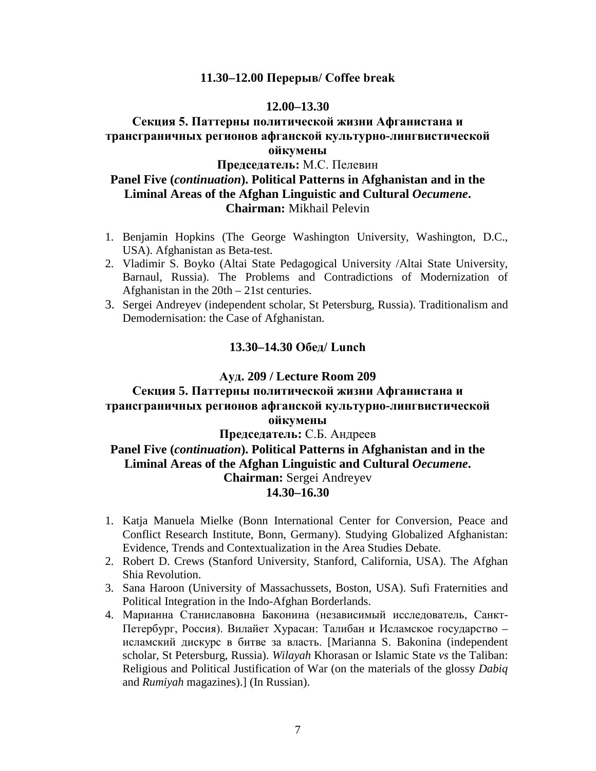**11.30–12.00 Перерыв/ Coffee break**

**12.00–13.30**

**Секция 5. Паттерны политической жизни Афганистана и трансграничных регионов афганской культурно-лингвистической ойкумены**

**Председатель:** М.С. Пелевин

**Panel Five (*continuation*). Political Patterns in Afghanistan and in the Liminal Areas of the Afghan Linguistic and Cultural *Oecumene*.**

**Chairman:** Mikhail Pelevin

1. Benjamin Hopkins (The George Washington University, Washington, D.C., USA). Afghanistan as Beta-test.
2. Vladimir S. Boyko (Altai State Pedagogical University /Altai State University, Barnaul, Russia). The Problems and Contradictions of Modernization of Afghanistan in the 20th – 21st centuries.
3. Sergei Andreyev (independent scholar, St Petersburg, Russia). Traditionalism and Demodernisation: the Case of Afghanistan.

**13.30–14.30 Обед/ Lunch**

**Ауд. 209 / Lecture Room 209**

**Секция 5. Паттерны политической жизни Афганистана и трансграничных регионов афганской культурно-лингвистической ойкумены**

**Председатель:** С.Б. Андреев

**Panel Five (*continuation*). Political Patterns in Afghanistan and in the Liminal Areas of the Afghan Linguistic and Cultural *Oecumene*.**

**Chairman:** Sergei Andreyev

**14.30–16.30**

1. Katja Manuela Mielke (Bonn International Center for Conversion, Peace and Conflict Research Institute, Bonn, Germany). Studying Globalized Afghanistan: Evidence, Trends and Contextualization in the Area Studies Debate.
2. Robert D. Crews (Stanford University, Stanford, California, USA). The Afghan Shia Revolution.
3. Sana Haroon (University of Massachussets, Boston, USA). Sufi Fraternities and Political Integration in the Indo-Afghan Borderlands.
4. Марианна Станиславовна Баконина (независимый исследователь, Санкт-Петербург, Россия). Вилайет Хурасан: Талибан и Исламское государство – исламский дискурс в битве за власть. [Marianna S. Bakonina (independent scholar, St Petersburg, Russia). *Wilayah* Khorasan or Islamic State *vs* the Taliban: Religious and Political Justification of War (on the materials of the glossy *Dabiq* and *Rumiyah* magazines).] (In Russian).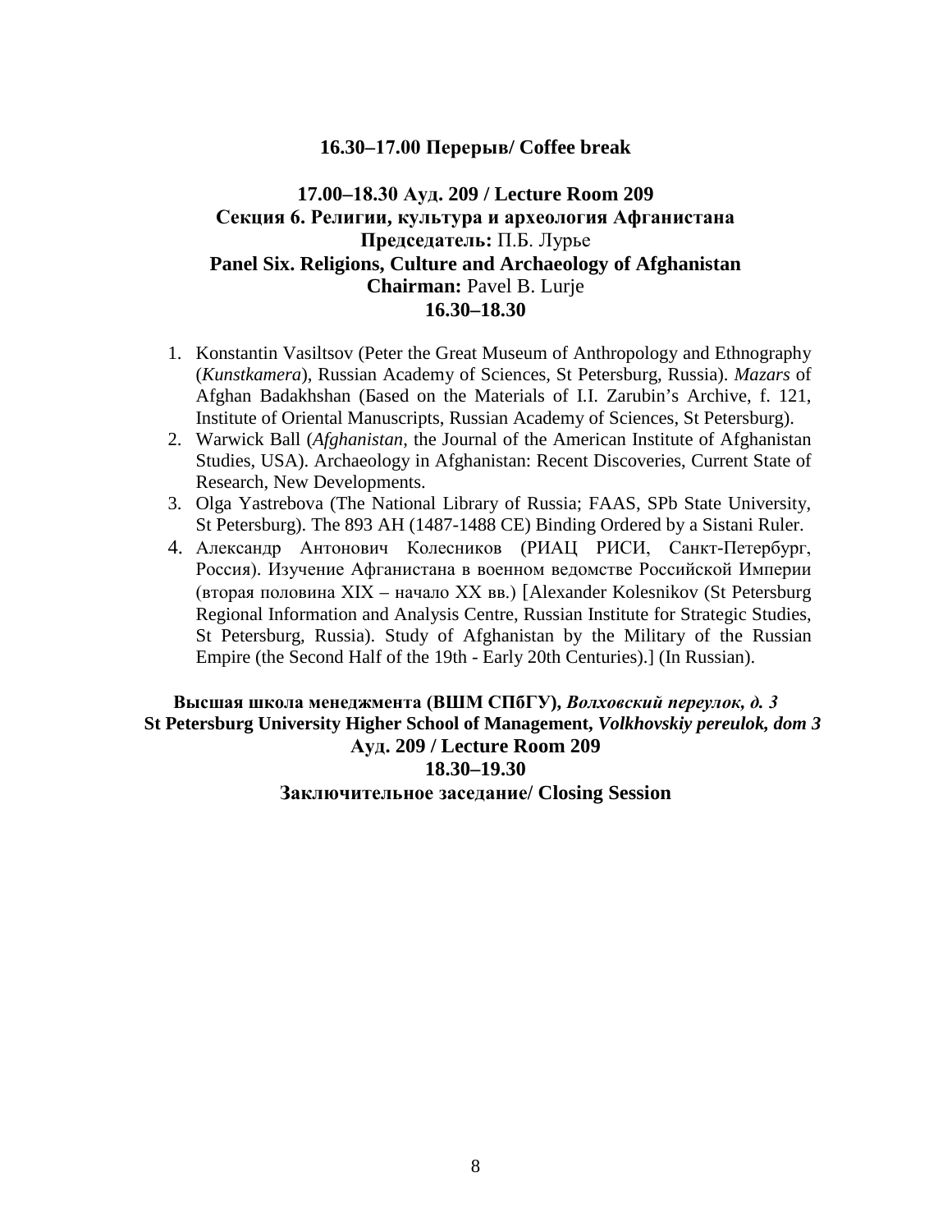**16.30–17.00 Перерыв/ Coffee break**

**17.00–18.30 Ауд. 209 / Lecture Room 209**
**Секция 6. Религии, культура и археология Афганистана**
**Председатель:** П.Б. Лурье
**Panel Six. Religions, Culture and Archaeology of Afghanistan**
**Chairman:** Pavel B. Lurje
**16.30–18.30**

1. Konstantin Vasiltsov (Peter the Great Museum of Anthropology and Ethnography (*Kunstkamera*), Russian Academy of Sciences, St Petersburg, Russia). *Mazars* of Afghan Badakhshan (Бased on the Materials of I.I. Zarubin's Archive, f. 121, Institute of Oriental Manuscripts, Russian Academy of Sciences, St Petersburg).
2. Warwick Ball (*Afghanistan*, the Journal of the American Institute of Afghanistan Studies, USA). Archaeology in Afghanistan: Recent Discoveries, Current State of Research, New Developments.
3. Olga Yastrebova (The National Library of Russia; FAAS, SPb State University, St Petersburg). The 893 AH (1487-1488 CE) Binding Ordered by a Sistani Ruler.
4. Александр Антонович Колесников (РИАЦ РИСИ, Санкт-Петербург, Россия). Изучение Афганистана в военном ведомстве Российской Империи (вторая половина XIX – начало XX вв.) [Alexander Kolesnikov (St Petersburg Regional Information and Analysis Centre, Russian Institute for Strategic Studies, St Petersburg, Russia). Study of Afghanistan by the Military of the Russian Empire (the Second Half of the 19th - Early 20th Centuries).] (In Russian).

**Высшая школа менеджмента (ВШМ СПбГУ),** ***Волховский переулок, д. 3***
**St Petersburg University Higher School of Management,** ***Volkhovskiy pereulok, dom 3***
**Ауд. 209 / Lecture Room 209**
**18.30–19.30**
**Заключительное заседание/ Closing Session**